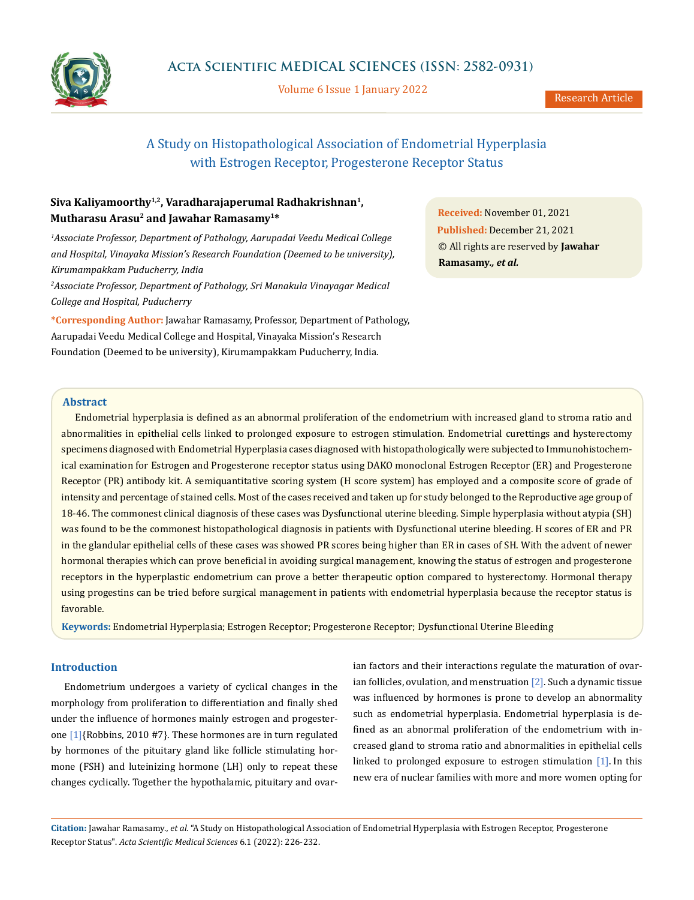Research Article

# A Study on Histopathological Association of Endometrial Hyperplasia with Estrogen Receptor, Progesterone Receptor Status

**Siva Kaliyamoorthy[1,2], Varadharajaperumal Radhakrishnan[1], Mutharasu Arasu[2] and Jawahar Ramasamy[1]***

*[1]Associate Professor, Department of Pathology, Aarupadai Veedu Medical College and Hospital, Vinayaka Mission's Research Foundation (Deemed to be university), Kirumampakkam Puducherry, India*

*[2]Associate Professor, Department of Pathology, Sri Manakula Vinayagar Medical College and Hospital, Puducherry*

**\*Corresponding Author:** Jawahar Ramasamy, Professor, Department of Pathology, Aarupadai Veedu Medical College and Hospital, Vinayaka Mission's Research Foundation (Deemed to be university), Kirumampakkam Puducherry, India.

**Received:** November 01, 2021
**Published:** December 21, 2021
© All rights are reserved by **Jawahar Ramasamy., *et al.***

## Abstract

Endometrial hyperplasia is defined as an abnormal proliferation of the endometrium with increased gland to stroma ratio and abnormalities in epithelial cells linked to prolonged exposure to estrogen stimulation. Endometrial curettings and hysterectomy specimens diagnosed with Endometrial Hyperplasia cases diagnosed with histopathologically were subjected to Immunohistochemical examination for Estrogen and Progesterone receptor status using DAKO monoclonal Estrogen Receptor (ER) and Progesterone Receptor (PR) antibody kit. A semiquantitative scoring system (H score system) has employed and a composite score of grade of intensity and percentage of stained cells. Most of the cases received and taken up for study belonged to the Reproductive age group of 18-46. The commonest clinical diagnosis of these cases was Dysfunctional uterine bleeding. Simple hyperplasia without atypia (SH) was found to be the commonest histopathological diagnosis in patients with Dysfunctional uterine bleeding. H scores of ER and PR in the glandular epithelial cells of these cases was showed PR scores being higher than ER in cases of SH. With the advent of newer hormonal therapies which can prove beneficial in avoiding surgical management, knowing the status of estrogen and progesterone receptors in the hyperplastic endometrium can prove a better therapeutic option compared to hysterectomy. Hormonal therapy using progestins can be tried before surgical management in patients with endometrial hyperplasia because the receptor status is favorable.

**Keywords:** Endometrial Hyperplasia; Estrogen Receptor; Progesterone Receptor; Dysfunctional Uterine Bleeding

## Introduction

Endometrium undergoes a variety of cyclical changes in the morphology from proliferation to differentiation and finally shed under the influence of hormones mainly estrogen and progesterone [1]{Robbins, 2010 #7}. These hormones are in turn regulated by hormones of the pituitary gland like follicle stimulating hormone (FSH) and luteinizing hormone (LH) only to repeat these changes cyclically. Together the hypothalamic, pituitary and ovarian factors and their interactions regulate the maturation of ovarian follicles, ovulation, and menstruation [2]. Such a dynamic tissue was influenced by hormones is prone to develop an abnormality such as endometrial hyperplasia. Endometrial hyperplasia is defined as an abnormal proliferation of the endometrium with increased gland to stroma ratio and abnormalities in epithelial cells linked to prolonged exposure to estrogen stimulation [1]. In this new era of nuclear families with more and more women opting for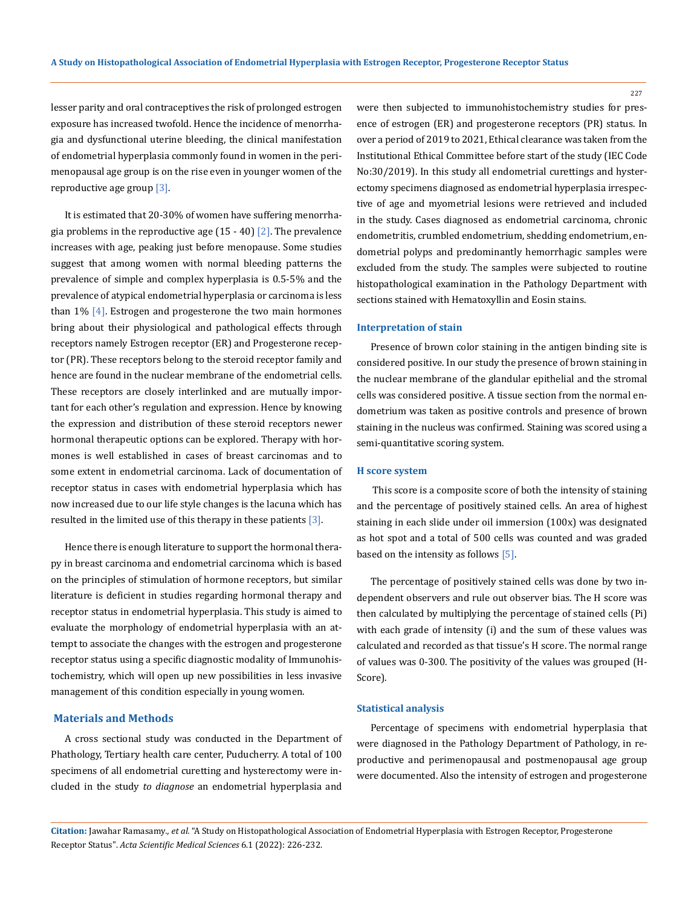lesser parity and oral contraceptives the risk of prolonged estrogen exposure has increased twofold. Hence the incidence of menorrhagia and dysfunctional uterine bleeding, the clinical manifestation of endometrial hyperplasia commonly found in women in the perimenopausal age group is on the rise even in younger women of the reproductive age group [3].

It is estimated that 20-30% of women have suffering menorrhagia problems in the reproductive age (15 - 40) [2]. The prevalence increases with age, peaking just before menopause. Some studies suggest that among women with normal bleeding patterns the prevalence of simple and complex hyperplasia is 0.5-5% and the prevalence of atypical endometrial hyperplasia or carcinoma is less than 1% [4]. Estrogen and progesterone the two main hormones bring about their physiological and pathological effects through receptors namely Estrogen receptor (ER) and Progesterone receptor (PR). These receptors belong to the steroid receptor family and hence are found in the nuclear membrane of the endometrial cells. These receptors are closely interlinked and are mutually important for each other's regulation and expression. Hence by knowing the expression and distribution of these steroid receptors newer hormonal therapeutic options can be explored. Therapy with hormones is well established in cases of breast carcinomas and to some extent in endometrial carcinoma. Lack of documentation of receptor status in cases with endometrial hyperplasia which has now increased due to our life style changes is the lacuna which has resulted in the limited use of this therapy in these patients [3].

Hence there is enough literature to support the hormonal therapy in breast carcinoma and endometrial carcinoma which is based on the principles of stimulation of hormone receptors, but similar literature is deficient in studies regarding hormonal therapy and receptor status in endometrial hyperplasia. This study is aimed to evaluate the morphology of endometrial hyperplasia with an attempt to associate the changes with the estrogen and progesterone receptor status using a specific diagnostic modality of Immunohistochemistry, which will open up new possibilities in less invasive management of this condition especially in young women.

## Materials and Methods

A cross sectional study was conducted in the Department of Phathology, Tertiary health care center, Puducherry. A total of 100 specimens of all endometrial curetting and hysterectomy were included in the study *to diagnose* an endometrial hyperplasia and were then subjected to immunohistochemistry studies for presence of estrogen (ER) and progesterone receptors (PR) status. In over a period of 2019 to 2021, Ethical clearance was taken from the Institutional Ethical Committee before start of the study (IEC Code No:30/2019). In this study all endometrial curettings and hysterectomy specimens diagnosed as endometrial hyperplasia irrespective of age and myometrial lesions were retrieved and included in the study. Cases diagnosed as endometrial carcinoma, chronic endometritis, crumbled endometrium, shedding endometrium, endometrial polyps and predominantly hemorrhagic samples were excluded from the study. The samples were subjected to routine histopathological examination in the Pathology Department with sections stained with Hematoxyllin and Eosin stains.

### Interpretation of stain

Presence of brown color staining in the antigen binding site is considered positive. In our study the presence of brown staining in the nuclear membrane of the glandular epithelial and the stromal cells was considered positive. A tissue section from the normal endometrium was taken as positive controls and presence of brown staining in the nucleus was confirmed. Staining was scored using a semi-quantitative scoring system.

### H score system

This score is a composite score of both the intensity of staining and the percentage of positively stained cells. An area of highest staining in each slide under oil immersion (100x) was designated as hot spot and a total of 500 cells was counted and was graded based on the intensity as follows [5].

The percentage of positively stained cells was done by two independent observers and rule out observer bias. The H score was then calculated by multiplying the percentage of stained cells (Pi) with each grade of intensity (i) and the sum of these values was calculated and recorded as that tissue's H score. The normal range of values was 0-300. The positivity of the values was grouped (H-Score).

### Statistical analysis

Percentage of specimens with endometrial hyperplasia that were diagnosed in the Pathology Department of Pathology, in reproductive and perimenopausal and postmenopausal age group were documented. Also the intensity of estrogen and progesterone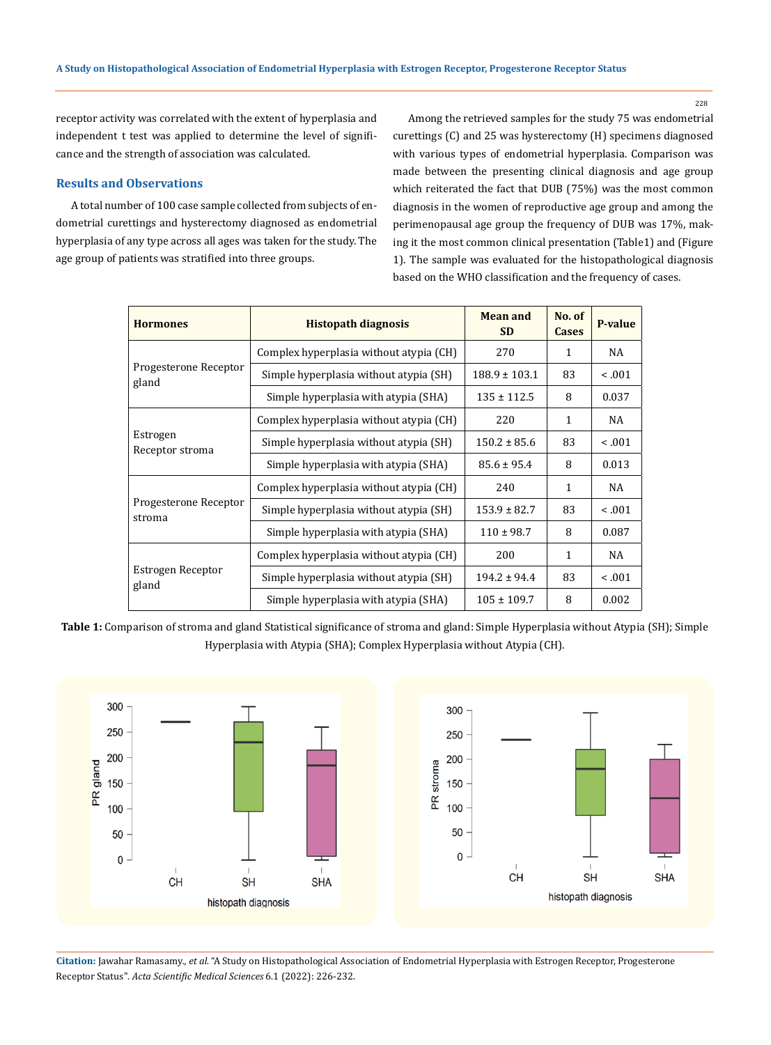receptor activity was correlated with the extent of hyperplasia and independent t test was applied to determine the level of significance and the strength of association was calculated.

## Results and Observations

A total number of 100 case sample collected from subjects of endometrial curettings and hysterectomy diagnosed as endometrial hyperplasia of any type across all ages was taken for the study. The age group of patients was stratified into three groups.

Among the retrieved samples for the study 75 was endometrial curettings (C) and 25 was hysterectomy (H) specimens diagnosed with various types of endometrial hyperplasia. Comparison was made between the presenting clinical diagnosis and age group which reiterated the fact that DUB (75%) was the most common diagnosis in the women of reproductive age group and among the perimenopausal age group the frequency of DUB was 17%, making it the most common clinical presentation (Table1) and (Figure 1). The sample was evaluated for the histopathological diagnosis based on the WHO classification and the frequency of cases.

| Hormones | Histopath diagnosis | Mean and SD | No. of Cases | P-value |
|---|---|---|---|---|
| Progesterone Receptor gland | Complex hyperplasia without atypia (CH) | 270 | 1 | NA |
| | Simple hyperplasia without atypia (SH) | 188.9 ± 103.1 | 83 | < .001 |
| | Simple hyperplasia with atypia (SHA) | 135 ± 112.5 | 8 | 0.037 |
| Estrogen Receptor stroma | Complex hyperplasia without atypia (CH) | 220 | 1 | NA |
| | Simple hyperplasia without atypia (SH) | 150.2 ± 85.6 | 83 | < .001 |
| | Simple hyperplasia with atypia (SHA) | 85.6 ± 95.4 | 8 | 0.013 |
| Progesterone Receptor stroma | Complex hyperplasia without atypia (CH) | 240 | 1 | NA |
| | Simple hyperplasia without atypia (SH) | 153.9 ± 82.7 | 83 | < .001 |
| | Simple hyperplasia with atypia (SHA) | 110 ± 98.7 | 8 | 0.087 |
| Estrogen Receptor gland | Complex hyperplasia without atypia (CH) | 200 | 1 | NA |
| | Simple hyperplasia without atypia (SH) | 194.2 ± 94.4 | 83 | < .001 |
| | Simple hyperplasia with atypia (SHA) | 105 ± 109.7 | 8 | 0.002 |

**Table 1:** Comparison of stroma and gland Statistical significance of stroma and gland: Simple Hyperplasia without Atypia (SH); Simple Hyperplasia with Atypia (SHA); Complex Hyperplasia without Atypia (CH).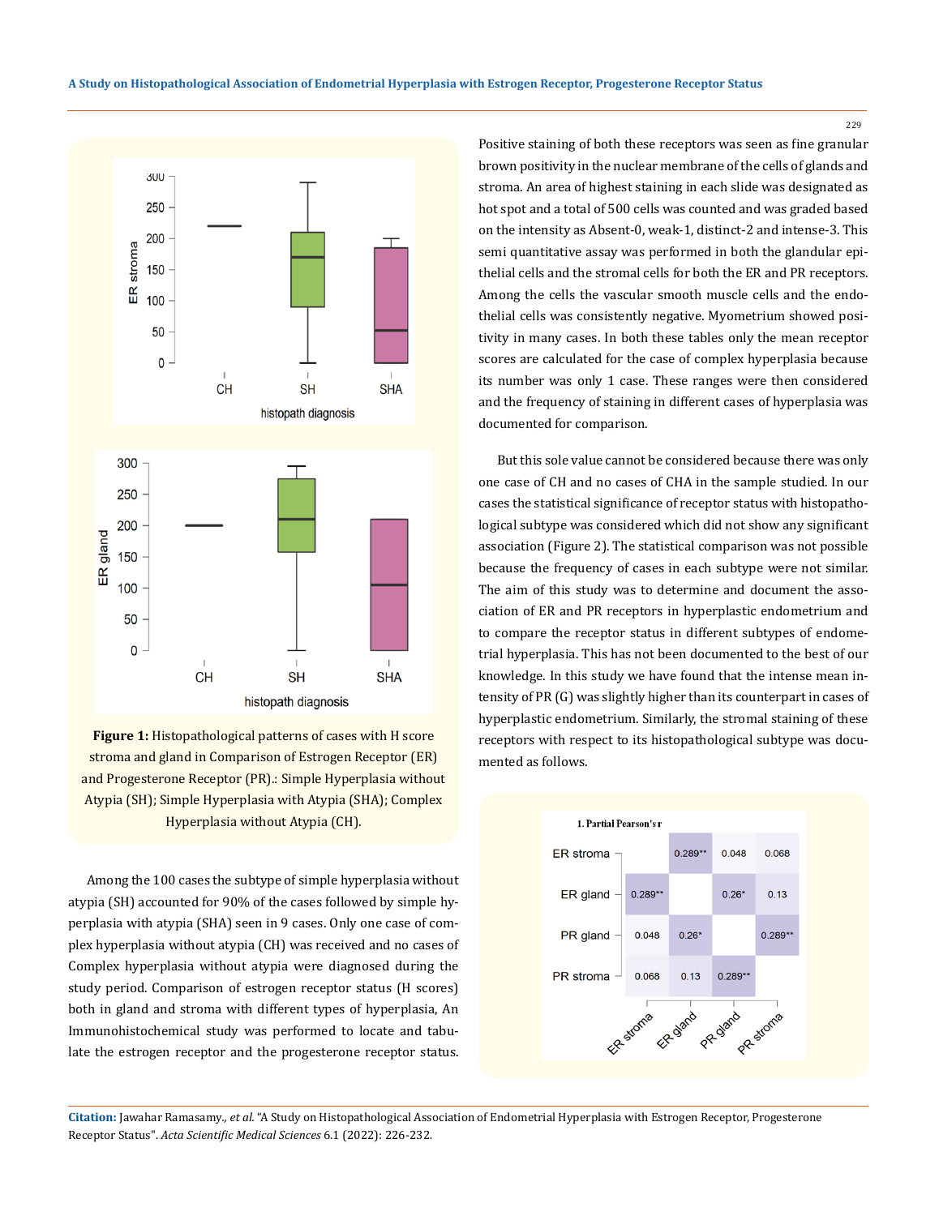Figure 1: Histopathological patterns of cases with H score stroma and gland in Comparison of Estrogen Receptor (ER) and Progesterone Receptor (PR).: Simple Hyperplasia without Atypia (SH); Simple Hyperplasia with Atypia (SHA); Complex Hyperplasia without Atypia (CH).

Among the 100 cases the subtype of simple hyperplasia without atypia (SH) accounted for 90% of the cases followed by simple hyperplasia with atypia (SHA) seen in 9 cases. Only one case of complex hyperplasia without atypia (CH) was received and no cases of Complex hyperplasia without atypia were diagnosed during the study period. Comparison of estrogen receptor status (H scores) both in gland and stroma with different types of hyperplasia, An Immunohistochemical study was performed to locate and tabulate the estrogen receptor and the progesterone receptor status. Positive staining of both these receptors was seen as fine granular brown positivity in the nuclear membrane of the cells of glands and stroma. An area of highest staining in each slide was designated as hot spot and a total of 500 cells was counted and was graded based on the intensity as Absent-0, weak-1, distinct-2 and intense-3. This semi quantitative assay was performed in both the glandular epithelial cells and the stromal cells for both the ER and PR receptors. Among the cells the vascular smooth muscle cells and the endothelial cells was consistently negative. Myometrium showed positivity in many cases. In both these tables only the mean receptor scores are calculated for the case of complex hyperplasia because its number was only 1 case. These ranges were then considered and the frequency of staining in different cases of hyperplasia was documented for comparison.

But this sole value cannot be considered because there was only one case of CH and no cases of CHA in the sample studied. In our cases the statistical significance of receptor status with histopathological subtype was considered which did not show any significant association (Figure 2). The statistical comparison was not possible because the frequency of cases in each subtype were not similar. The aim of this study was to determine and document the association of ER and PR receptors in hyperplastic endometrium and to compare the receptor status in different subtypes of endometrial hyperplasia. This has not been documented to the best of our knowledge. In this study we have found that the intense mean intensity of PR (G) was slightly higher than its counterpart in cases of hyperplastic endometrium. Similarly, the stromal staining of these receptors with respect to its histopathological subtype was documented as follows.

1. Partial Pearson's r

| | ER stroma | ER gland | PR gland | PR stroma |
|---|---|---|---|---|
| ER stroma | | 0.289** | 0.048 | 0.068 |
| ER gland | 0.289** | | 0.26* | 0.13 |
| PR gland | 0.048 | 0.26* | | 0.289** |
| PR stroma | 0.068 | 0.13 | 0.289** | |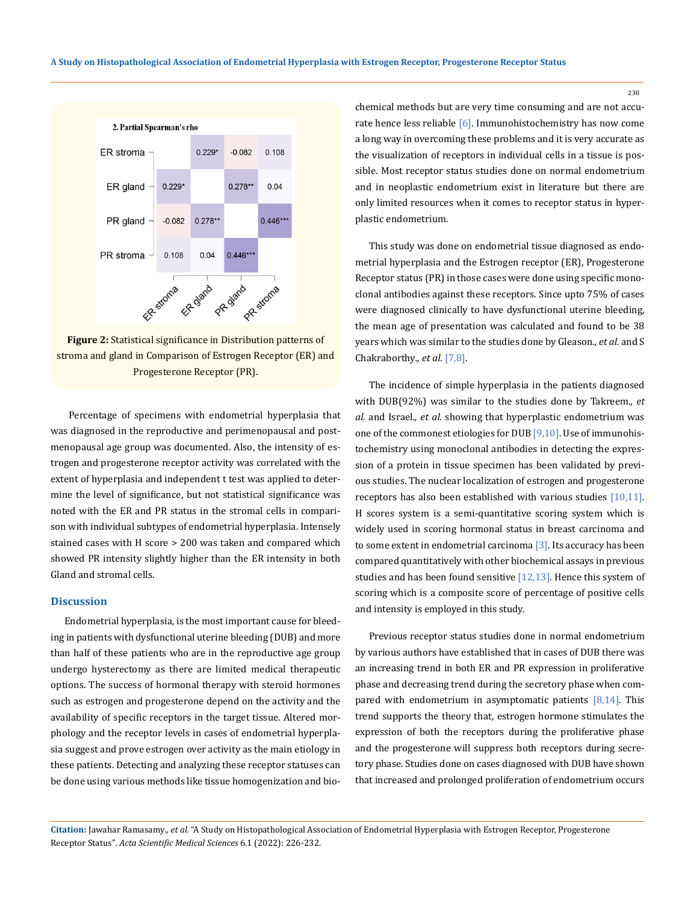**2. Partial Spearman's rho**

|  | ER stroma | ER gland | PR gland | PR stroma |
|---|---|---|---|---|
| ER stroma |  | 0.229* | -0.082 | 0.108 |
| ER gland | 0.229* |  | 0.278** | 0.04 |
| PR gland | -0.082 | 0.278** |  | 0.446*** |
| PR stroma | 0.108 | 0.04 | 0.446*** |  |

**Figure 2:** Statistical significance in Distribution patterns of stroma and gland in Comparison of Estrogen Receptor (ER) and Progesterone Receptor (PR).

Percentage of specimens with endometrial hyperplasia that was diagnosed in the reproductive and perimenopausal and postmenopausal age group was documented. Also, the intensity of estrogen and progesterone receptor activity was correlated with the extent of hyperplasia and independent t test was applied to determine the level of significance, but not statistical significance was noted with the ER and PR status in the stromal cells in comparison with individual subtypes of endometrial hyperplasia. Intensely stained cases with H score > 200 was taken and compared which showed PR intensity slightly higher than the ER intensity in both Gland and stromal cells.

## Discussion

Endometrial hyperplasia, is the most important cause for bleeding in patients with dysfunctional uterine bleeding (DUB) and more than half of these patients who are in the reproductive age group undergo hysterectomy as there are limited medical therapeutic options. The success of hormonal therapy with steroid hormones such as estrogen and progesterone depend on the activity and the availability of specific receptors in the target tissue. Altered morphology and the receptor levels in cases of endometrial hyperplasia suggest and prove estrogen over activity as the main etiology in these patients. Detecting and analyzing these receptor statuses can be done using various methods like tissue homogenization and biochemical methods but are very time consuming and are not accurate hence less reliable [6]. Immunohistochemistry has now come a long way in overcoming these problems and it is very accurate as the visualization of receptors in individual cells in a tissue is possible. Most receptor status studies done on normal endometrium and in neoplastic endometrium exist in literature but there are only limited resources when it comes to receptor status in hyperplastic endometrium.

This study was done on endometrial tissue diagnosed as endometrial hyperplasia and the Estrogen receptor (ER), Progesterone Receptor status (PR) in those cases were done using specific monoclonal antibodies against these receptors. Since upto 75% of cases were diagnosed clinically to have dysfunctional uterine bleeding, the mean age of presentation was calculated and found to be 38 years which was similar to the studies done by Gleason*., et al.* and S Chakraborthy*., et al.* [7,8].

The incidence of simple hyperplasia in the patients diagnosed with DUB(92%) was similar to the studies done by Takreem*., et al.* and Israel*., et al.* showing that hyperplastic endometrium was one of the commonest etiologies for DUB [9,10]. Use of immunohistochemistry using monoclonal antibodies in detecting the expression of a protein in tissue specimen has been validated by previous studies. The nuclear localization of estrogen and progesterone receptors has also been established with various studies [10,11]. H scores system is a semi-quantitative scoring system which is widely used in scoring hormonal status in breast carcinoma and to some extent in endometrial carcinoma [3]. Its accuracy has been compared quantitatively with other biochemical assays in previous studies and has been found sensitive [12,13]. Hence this system of scoring which is a composite score of percentage of positive cells and intensity is employed in this study.

Previous receptor status studies done in normal endometrium by various authors have established that in cases of DUB there was an increasing trend in both ER and PR expression in proliferative phase and decreasing trend during the secretory phase when compared with endometrium in asymptomatic patients [8,14]. This trend supports the theory that, estrogen hormone stimulates the expression of both the receptors during the proliferative phase and the progesterone will suppress both receptors during secretory phase. Studies done on cases diagnosed with DUB have shown that increased and prolonged proliferation of endometrium occurs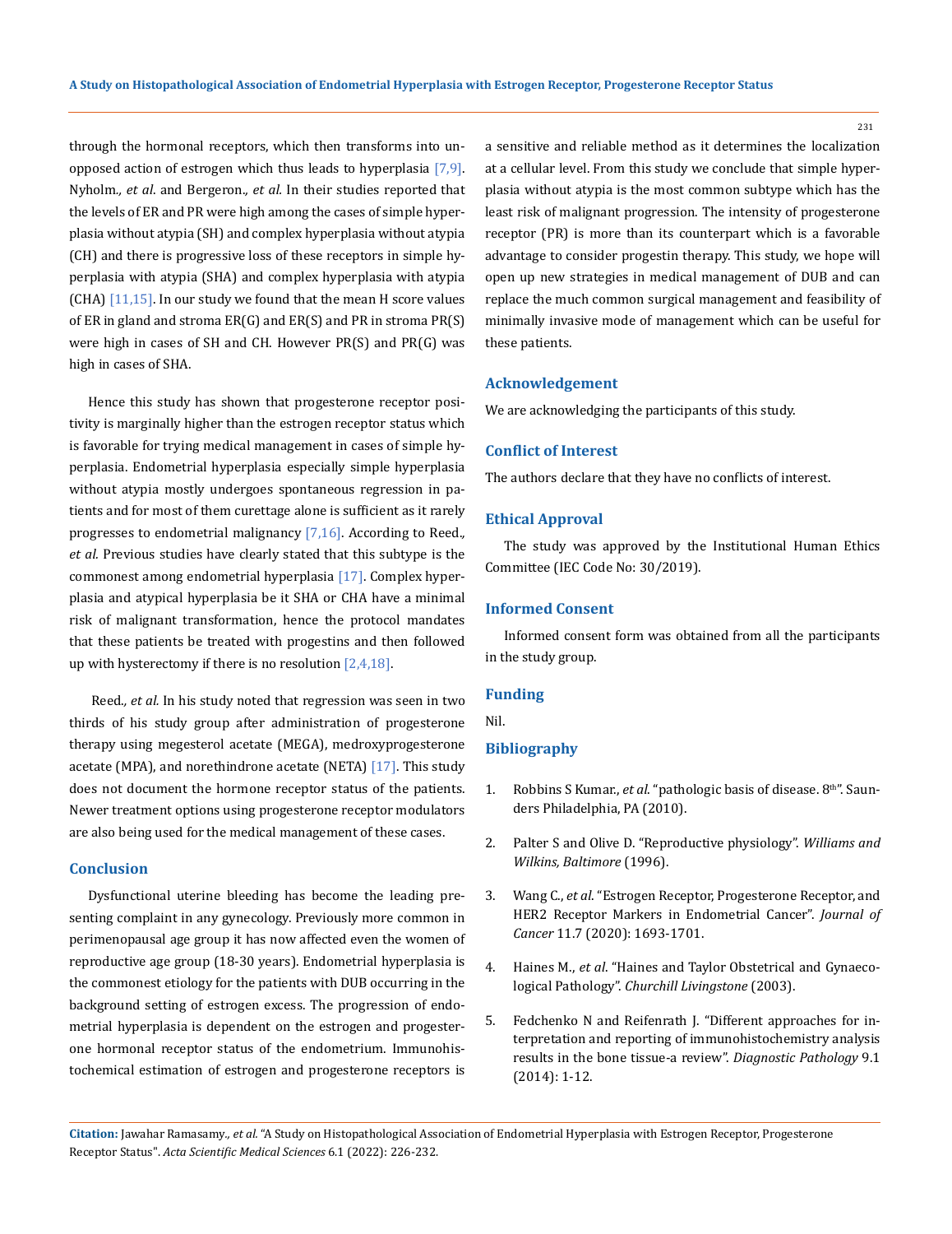through the hormonal receptors, which then transforms into unopposed action of estrogen which thus leads to hyperplasia [7,9]. Nyholm., *et al*. and Bergeron., *et al.* In their studies reported that the levels of ER and PR were high among the cases of simple hyperplasia without atypia (SH) and complex hyperplasia without atypia (CH) and there is progressive loss of these receptors in simple hyperplasia with atypia (SHA) and complex hyperplasia with atypia (CHA) [11,15]. In our study we found that the mean H score values of ER in gland and stroma ER(G) and ER(S) and PR in stroma PR(S) were high in cases of SH and CH. However PR(S) and PR(G) was high in cases of SHA.

Hence this study has shown that progesterone receptor positivity is marginally higher than the estrogen receptor status which is favorable for trying medical management in cases of simple hyperplasia. Endometrial hyperplasia especially simple hyperplasia without atypia mostly undergoes spontaneous regression in patients and for most of them curettage alone is sufficient as it rarely progresses to endometrial malignancy [7,16]. According to Reed., *et al.* Previous studies have clearly stated that this subtype is the commonest among endometrial hyperplasia [17]. Complex hyperplasia and atypical hyperplasia be it SHA or CHA have a minimal risk of malignant transformation, hence the protocol mandates that these patients be treated with progestins and then followed up with hysterectomy if there is no resolution [2,4,18].

Reed., *et al.* In his study noted that regression was seen in two thirds of his study group after administration of progesterone therapy using megesterol acetate (MEGA), medroxyprogesterone acetate (MPA), and norethindrone acetate (NETA) [17]. This study does not document the hormone receptor status of the patients. Newer treatment options using progesterone receptor modulators are also being used for the medical management of these cases.

## Conclusion

Dysfunctional uterine bleeding has become the leading presenting complaint in any gynecology. Previously more common in perimenopausal age group it has now affected even the women of reproductive age group (18-30 years). Endometrial hyperplasia is the commonest etiology for the patients with DUB occurring in the background setting of estrogen excess. The progression of endometrial hyperplasia is dependent on the estrogen and progesterone hormonal receptor status of the endometrium. Immunohistochemical estimation of estrogen and progesterone receptors is a sensitive and reliable method as it determines the localization at a cellular level. From this study we conclude that simple hyperplasia without atypia is the most common subtype which has the least risk of malignant progression. The intensity of progesterone receptor (PR) is more than its counterpart which is a favorable advantage to consider progestin therapy. This study, we hope will open up new strategies in medical management of DUB and can replace the much common surgical management and feasibility of minimally invasive mode of management which can be useful for these patients.

## Acknowledgement

We are acknowledging the participants of this study.

## Conflict of Interest

The authors declare that they have no conflicts of interest.

## Ethical Approval

The study was approved by the Institutional Human Ethics Committee (IEC Code No: 30/2019).

## Informed Consent

Informed consent form was obtained from all the participants in the study group.

## Funding

Nil.

## Bibliography

1. Robbins S Kumar., *et al*. "pathologic basis of disease. 8th". Saunders Philadelphia, PA (2010).
2. Palter S and Olive D. "Reproductive physiology". *Williams and Wilkins, Baltimore* (1996).
3. Wang C., *et al*. "Estrogen Receptor, Progesterone Receptor, and HER2 Receptor Markers in Endometrial Cancer". *Journal of Cancer* 11.7 (2020): 1693-1701.
4. Haines M., *et al*. "Haines and Taylor Obstetrical and Gynaecological Pathology". *Churchill Livingstone* (2003).
5. Fedchenko N and Reifenrath J. "Different approaches for interpretation and reporting of immunohistochemistry analysis results in the bone tissue-a review". *Diagnostic Pathology* 9.1 (2014): 1-12.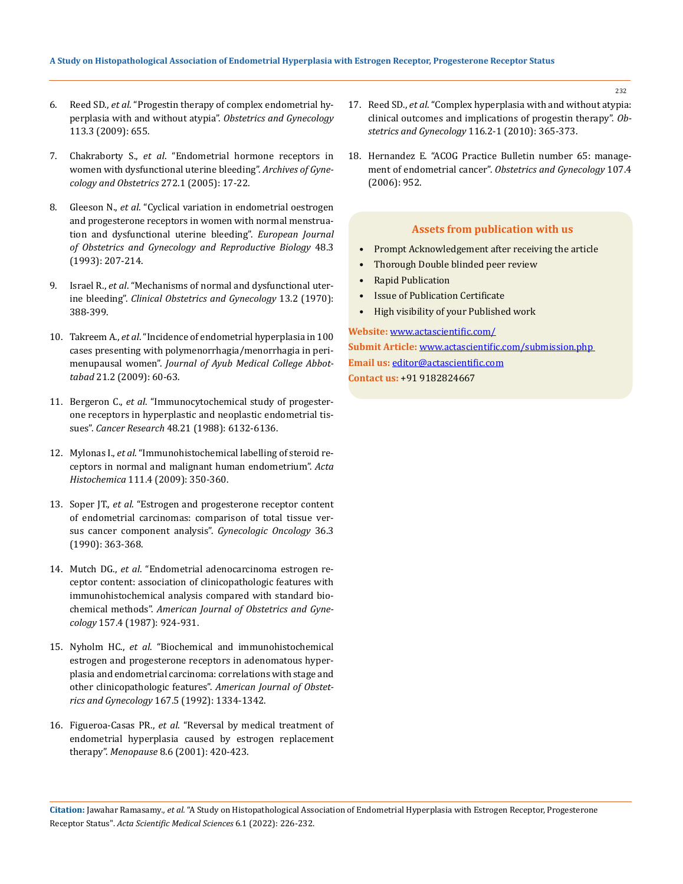6. Reed SD., *et al*. "Progestin therapy of complex endometrial hyperplasia with and without atypia". *Obstetrics and Gynecology* 113.3 (2009): 655.

7. Chakraborty S., *et al*. "Endometrial hormone receptors in women with dysfunctional uterine bleeding". *Archives of Gynecology and Obstetrics* 272.1 (2005): 17-22.

8. Gleeson N., *et al*. "Cyclical variation in endometrial oestrogen and progesterone receptors in women with normal menstruation and dysfunctional uterine bleeding". *European Journal of Obstetrics and Gynecology and Reproductive Biology* 48.3 (1993): 207-214.

9. Israel R., *et al*. "Mechanisms of normal and dysfunctional uterine bleeding". *Clinical Obstetrics and Gynecology* 13.2 (1970): 388-399.

10. Takreem A., *et al*. "Incidence of endometrial hyperplasia in 100 cases presenting with polymenorrhagia/menorrhagia in perimenupausal women". *Journal of Ayub Medical College Abbottabad* 21.2 (2009): 60-63.

11. Bergeron C., *et al*. "Immunocytochemical study of progesterone receptors in hyperplastic and neoplastic endometrial tissues". *Cancer Research* 48.21 (1988): 6132-6136.

12. Mylonas I., *et al*. "Immunohistochemical labelling of steroid receptors in normal and malignant human endometrium". *Acta Histochemica* 111.4 (2009): 350-360.

13. Soper JT., *et al*. "Estrogen and progesterone receptor content of endometrial carcinomas: comparison of total tissue versus cancer component analysis". *Gynecologic Oncology* 36.3 (1990): 363-368.

14. Mutch DG., *et al*. "Endometrial adenocarcinoma estrogen receptor content: association of clinicopathologic features with immunohistochemical analysis compared with standard biochemical methods". *American Journal of Obstetrics and Gynecology* 157.4 (1987): 924-931.

15. Nyholm HC., *et al*. "Biochemical and immunohistochemical estrogen and progesterone receptors in adenomatous hyperplasia and endometrial carcinoma: correlations with stage and other clinicopathologic features". *American Journal of Obstetrics and Gynecology* 167.5 (1992): 1334-1342.

16. Figueroa-Casas PR., *et al*. "Reversal by medical treatment of endometrial hyperplasia caused by estrogen replacement therapy". *Menopause* 8.6 (2001): 420-423.

17. Reed SD., *et al*. "Complex hyperplasia with and without atypia: clinical outcomes and implications of progestin therapy". *Obstetrics and Gynecology* 116.2-1 (2010): 365-373.

18. Hernandez E. "ACOG Practice Bulletin number 65: management of endometrial cancer". *Obstetrics and Gynecology* 107.4 (2006): 952.

**Assets from publication with us**

- Prompt Acknowledgement after receiving the article
- Thorough Double blinded peer review
- Rapid Publication
- Issue of Publication Certificate
- High visibility of your Published work

**Website:** www.actascientific.com/
**Submit Article:** www.actascientific.com/submission.php
**Email us:** editor@actascientific.com
**Contact us:** +91 9182824667